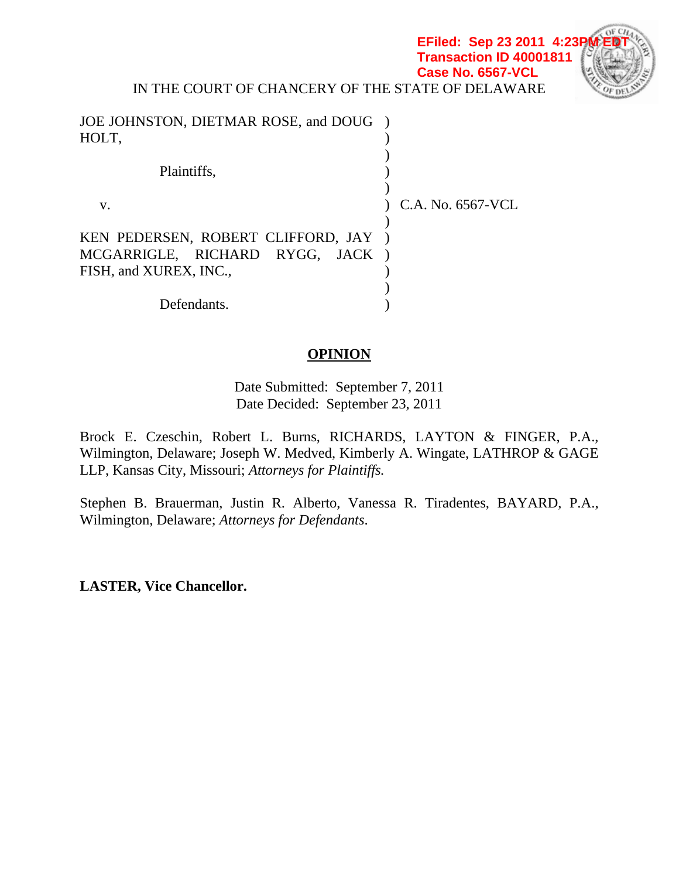EFiled: Sep 23 2011 4:23PM EDT
Transaction ID 40001811
Case No. 6567-VCL

IN THE COURT OF CHANCERY OF THE STATE OF DELAWARE

JOE JOHNSTON, DIETMAR ROSE, and DOUG HOLT,

Plaintiffs,

v.

KEN PEDERSEN, ROBERT CLIFFORD, JAY MCGARRIGLE, RICHARD RYGG, JACK FISH, and XUREX, INC.,

Defendants.

C.A. No. 6567-VCL

**OPINION**

Date Submitted: September 7, 2011
Date Decided: September 23, 2011

Brock E. Czeschin, Robert L. Burns, RICHARDS, LAYTON & FINGER, P.A., Wilmington, Delaware; Joseph W. Medved, Kimberly A. Wingate, LATHROP & GAGE LLP, Kansas City, Missouri; *Attorneys for Plaintiffs.*

Stephen B. Brauerman, Justin R. Alberto, Vanessa R. Tiradentes, BAYARD, P.A., Wilmington, Delaware; *Attorneys for Defendants*.

**LASTER, Vice Chancellor.**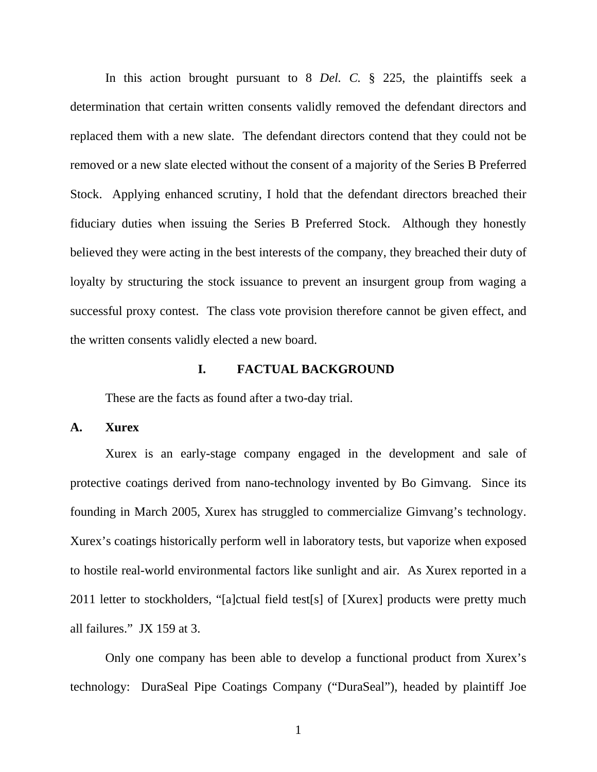In this action brought pursuant to 8 *Del. C.* § 225, the plaintiffs seek a determination that certain written consents validly removed the defendant directors and replaced them with a new slate. The defendant directors contend that they could not be removed or a new slate elected without the consent of a majority of the Series B Preferred Stock. Applying enhanced scrutiny, I hold that the defendant directors breached their fiduciary duties when issuing the Series B Preferred Stock. Although they honestly believed they were acting in the best interests of the company, they breached their duty of loyalty by structuring the stock issuance to prevent an insurgent group from waging a successful proxy contest. The class vote provision therefore cannot be given effect, and the written consents validly elected a new board.

## I. FACTUAL BACKGROUND

These are the facts as found after a two-day trial.

### A. Xurex

Xurex is an early-stage company engaged in the development and sale of protective coatings derived from nano-technology invented by Bo Gimvang. Since its founding in March 2005, Xurex has struggled to commercialize Gimvang's technology. Xurex's coatings historically perform well in laboratory tests, but vaporize when exposed to hostile real-world environmental factors like sunlight and air. As Xurex reported in a 2011 letter to stockholders, "[a]ctual field test[s] of [Xurex] products were pretty much all failures." JX 159 at 3.

Only one company has been able to develop a functional product from Xurex's technology: DuraSeal Pipe Coatings Company ("DuraSeal"), headed by plaintiff Joe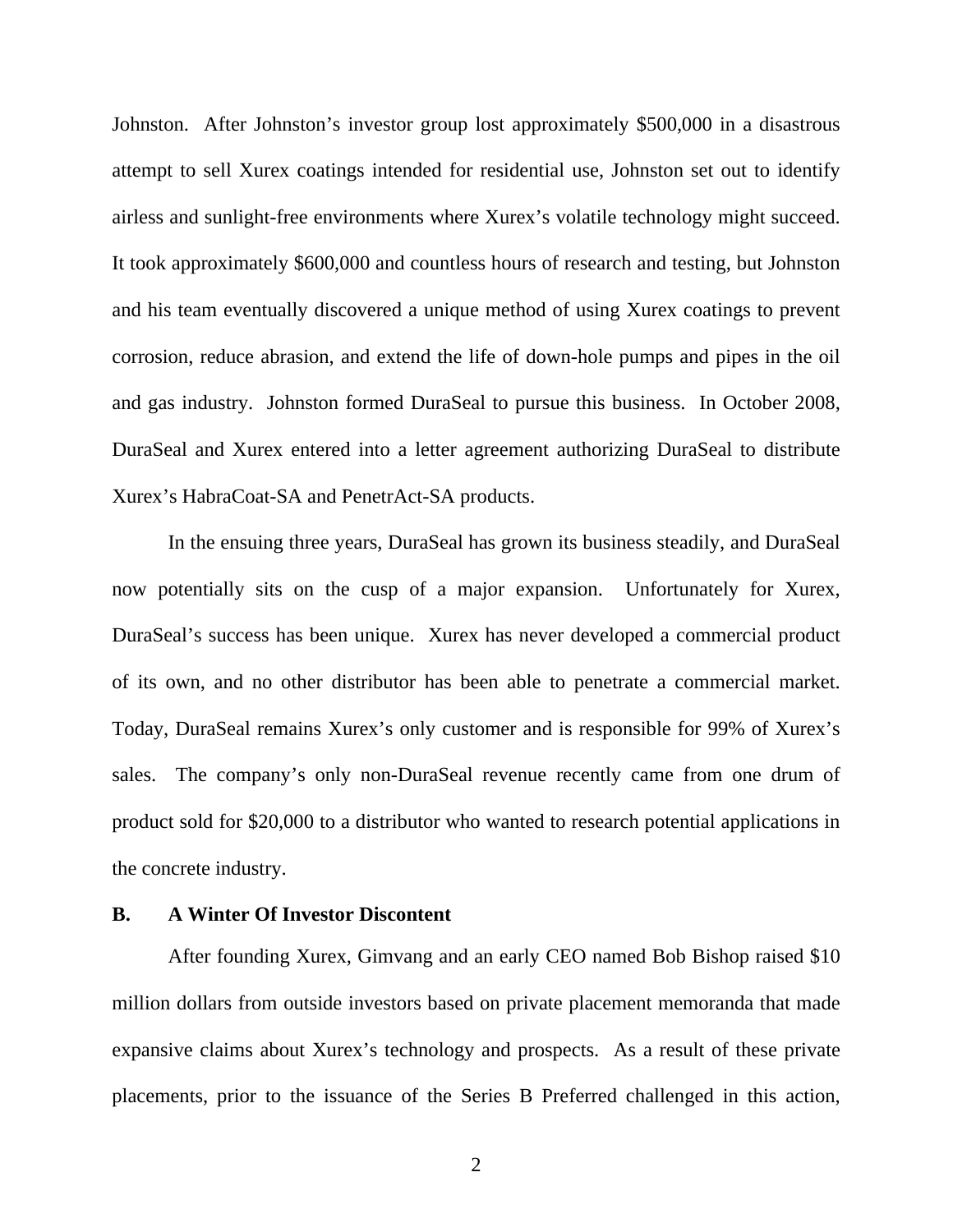Johnston. After Johnston's investor group lost approximately $500,000 in a disastrous attempt to sell Xurex coatings intended for residential use, Johnston set out to identify airless and sunlight-free environments where Xurex's volatile technology might succeed. It took approximately $600,000 and countless hours of research and testing, but Johnston and his team eventually discovered a unique method of using Xurex coatings to prevent corrosion, reduce abrasion, and extend the life of down-hole pumps and pipes in the oil and gas industry. Johnston formed DuraSeal to pursue this business. In October 2008, DuraSeal and Xurex entered into a letter agreement authorizing DuraSeal to distribute Xurex's HabraCoat-SA and PenetrAct-SA products.

In the ensuing three years, DuraSeal has grown its business steadily, and DuraSeal now potentially sits on the cusp of a major expansion. Unfortunately for Xurex, DuraSeal's success has been unique. Xurex has never developed a commercial product of its own, and no other distributor has been able to penetrate a commercial market. Today, DuraSeal remains Xurex's only customer and is responsible for 99% of Xurex's sales. The company's only non-DuraSeal revenue recently came from one drum of product sold for $20,000 to a distributor who wanted to research potential applications in the concrete industry.

### B. A Winter Of Investor Discontent

After founding Xurex, Gimvang and an early CEO named Bob Bishop raised $10 million dollars from outside investors based on private placement memoranda that made expansive claims about Xurex's technology and prospects. As a result of these private placements, prior to the issuance of the Series B Preferred challenged in this action,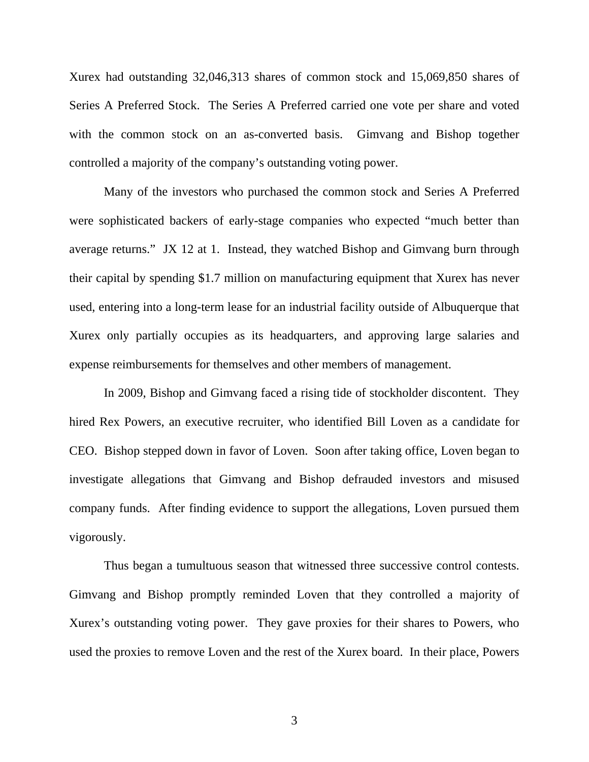Xurex had outstanding 32,046,313 shares of common stock and 15,069,850 shares of Series A Preferred Stock. The Series A Preferred carried one vote per share and voted with the common stock on an as-converted basis. Gimvang and Bishop together controlled a majority of the company's outstanding voting power.

Many of the investors who purchased the common stock and Series A Preferred were sophisticated backers of early-stage companies who expected "much better than average returns." JX 12 at 1. Instead, they watched Bishop and Gimvang burn through their capital by spending $1.7 million on manufacturing equipment that Xurex has never used, entering into a long-term lease for an industrial facility outside of Albuquerque that Xurex only partially occupies as its headquarters, and approving large salaries and expense reimbursements for themselves and other members of management.

In 2009, Bishop and Gimvang faced a rising tide of stockholder discontent. They hired Rex Powers, an executive recruiter, who identified Bill Loven as a candidate for CEO. Bishop stepped down in favor of Loven. Soon after taking office, Loven began to investigate allegations that Gimvang and Bishop defrauded investors and misused company funds. After finding evidence to support the allegations, Loven pursued them vigorously.

Thus began a tumultuous season that witnessed three successive control contests. Gimvang and Bishop promptly reminded Loven that they controlled a majority of Xurex's outstanding voting power. They gave proxies for their shares to Powers, who used the proxies to remove Loven and the rest of the Xurex board. In their place, Powers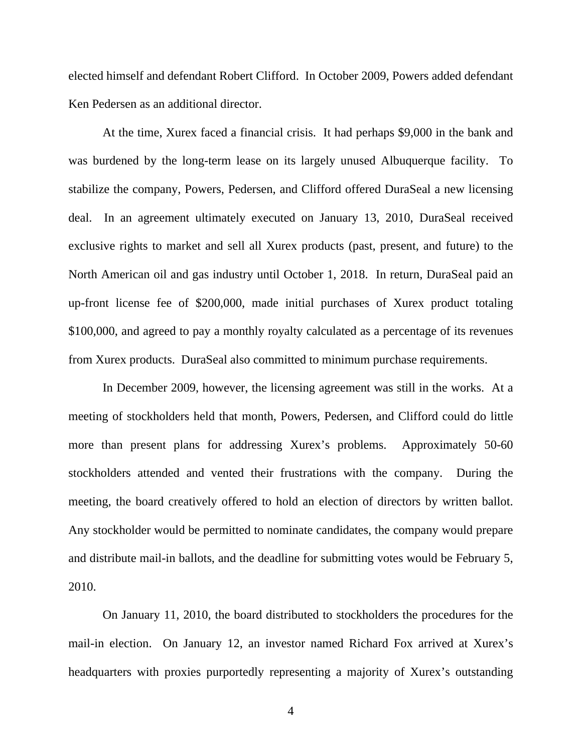elected himself and defendant Robert Clifford. In October 2009, Powers added defendant Ken Pedersen as an additional director.

At the time, Xurex faced a financial crisis. It had perhaps $9,000 in the bank and was burdened by the long-term lease on its largely unused Albuquerque facility. To stabilize the company, Powers, Pedersen, and Clifford offered DuraSeal a new licensing deal. In an agreement ultimately executed on January 13, 2010, DuraSeal received exclusive rights to market and sell all Xurex products (past, present, and future) to the North American oil and gas industry until October 1, 2018. In return, DuraSeal paid an up-front license fee of $200,000, made initial purchases of Xurex product totaling $100,000, and agreed to pay a monthly royalty calculated as a percentage of its revenues from Xurex products. DuraSeal also committed to minimum purchase requirements.

In December 2009, however, the licensing agreement was still in the works. At a meeting of stockholders held that month, Powers, Pedersen, and Clifford could do little more than present plans for addressing Xurex's problems. Approximately 50-60 stockholders attended and vented their frustrations with the company. During the meeting, the board creatively offered to hold an election of directors by written ballot. Any stockholder would be permitted to nominate candidates, the company would prepare and distribute mail-in ballots, and the deadline for submitting votes would be February 5, 2010.

On January 11, 2010, the board distributed to stockholders the procedures for the mail-in election. On January 12, an investor named Richard Fox arrived at Xurex's headquarters with proxies purportedly representing a majority of Xurex's outstanding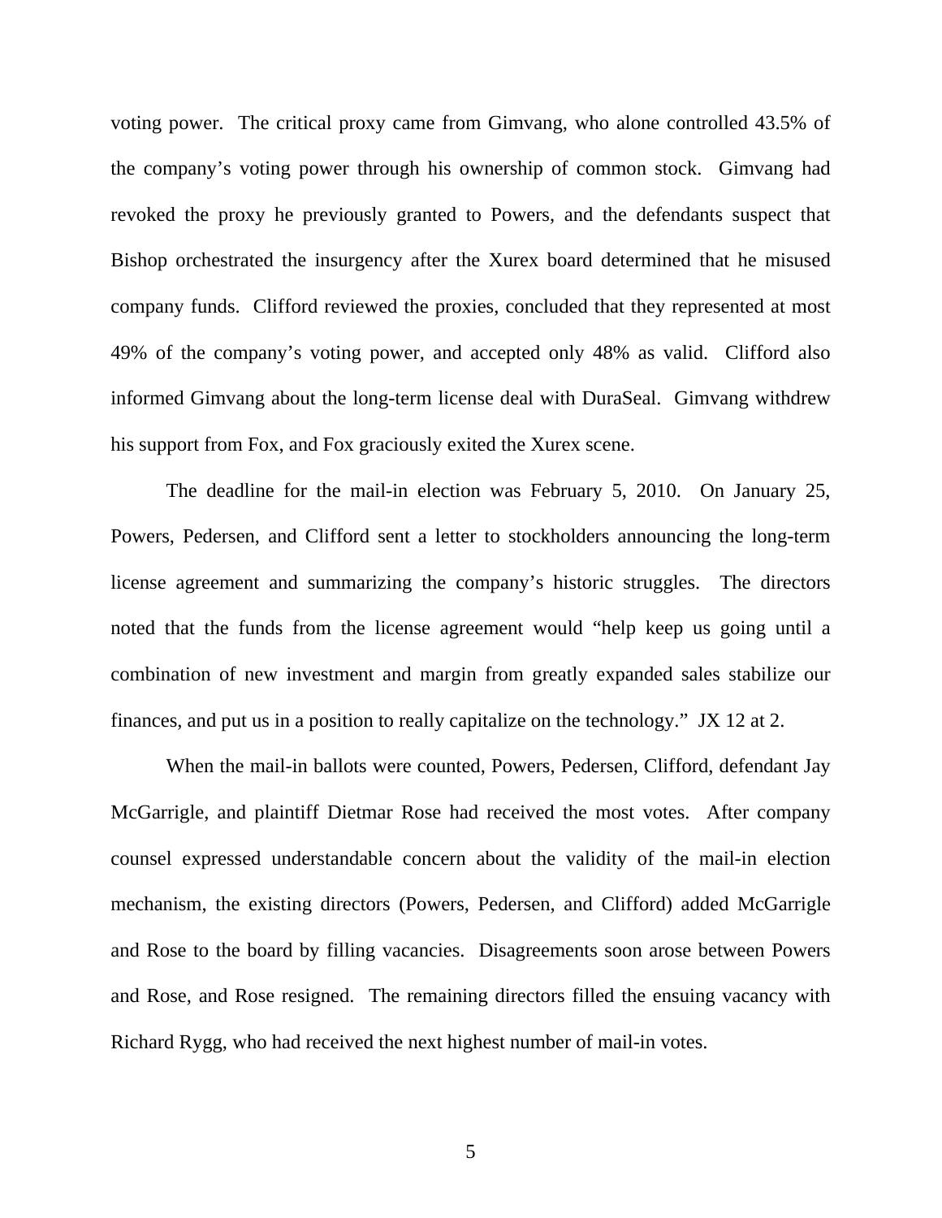voting power. The critical proxy came from Gimvang, who alone controlled 43.5% of the company's voting power through his ownership of common stock. Gimvang had revoked the proxy he previously granted to Powers, and the defendants suspect that Bishop orchestrated the insurgency after the Xurex board determined that he misused company funds. Clifford reviewed the proxies, concluded that they represented at most 49% of the company's voting power, and accepted only 48% as valid. Clifford also informed Gimvang about the long-term license deal with DuraSeal. Gimvang withdrew his support from Fox, and Fox graciously exited the Xurex scene.

The deadline for the mail-in election was February 5, 2010. On January 25, Powers, Pedersen, and Clifford sent a letter to stockholders announcing the long-term license agreement and summarizing the company's historic struggles. The directors noted that the funds from the license agreement would "help keep us going until a combination of new investment and margin from greatly expanded sales stabilize our finances, and put us in a position to really capitalize on the technology." JX 12 at 2.

When the mail-in ballots were counted, Powers, Pedersen, Clifford, defendant Jay McGarrigle, and plaintiff Dietmar Rose had received the most votes. After company counsel expressed understandable concern about the validity of the mail-in election mechanism, the existing directors (Powers, Pedersen, and Clifford) added McGarrigle and Rose to the board by filling vacancies. Disagreements soon arose between Powers and Rose, and Rose resigned. The remaining directors filled the ensuing vacancy with Richard Rygg, who had received the next highest number of mail-in votes.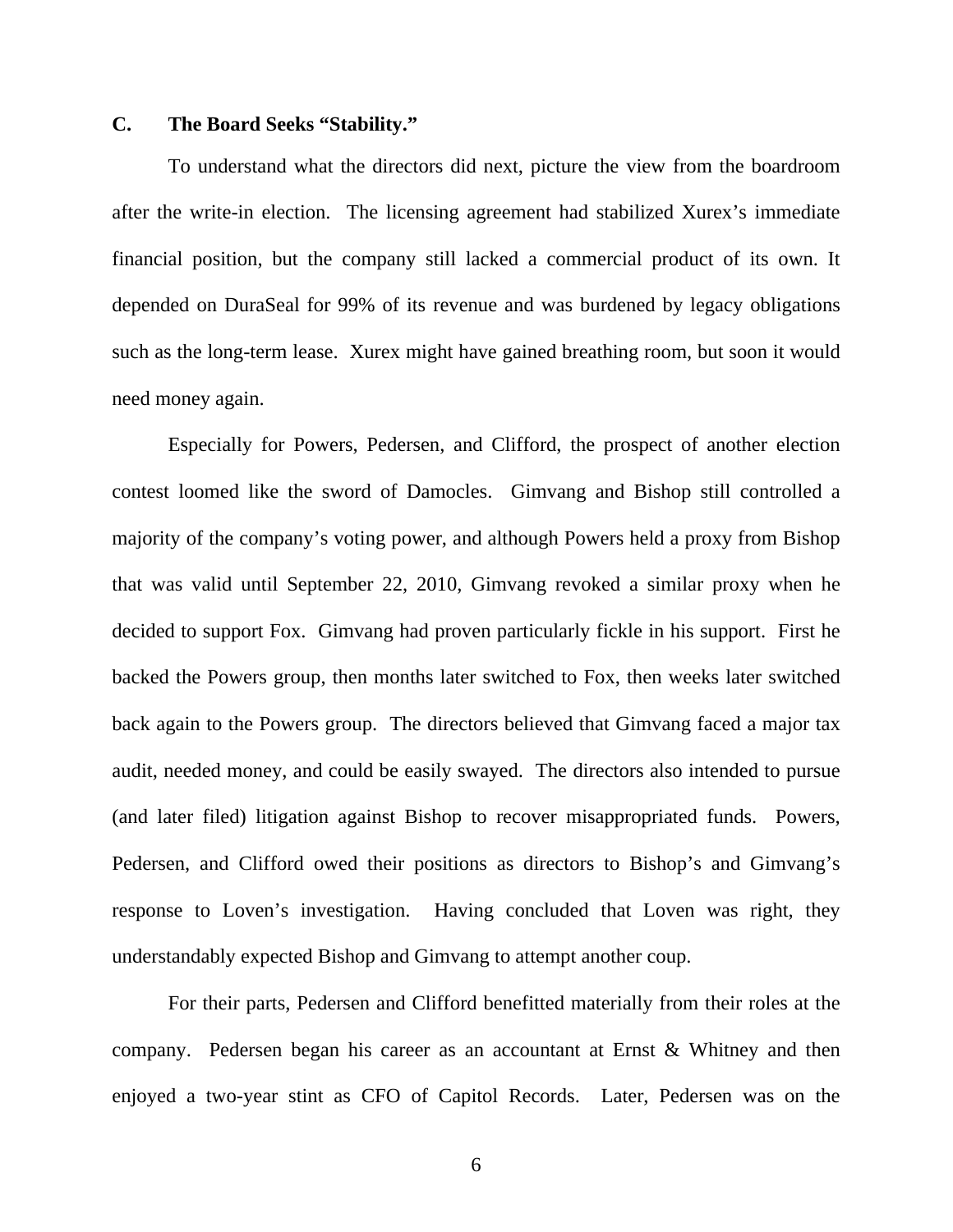### C. The Board Seeks "Stability."

To understand what the directors did next, picture the view from the boardroom after the write-in election. The licensing agreement had stabilized Xurex's immediate financial position, but the company still lacked a commercial product of its own. It depended on DuraSeal for 99% of its revenue and was burdened by legacy obligations such as the long-term lease. Xurex might have gained breathing room, but soon it would need money again.

Especially for Powers, Pedersen, and Clifford, the prospect of another election contest loomed like the sword of Damocles. Gimvang and Bishop still controlled a majority of the company's voting power, and although Powers held a proxy from Bishop that was valid until September 22, 2010, Gimvang revoked a similar proxy when he decided to support Fox. Gimvang had proven particularly fickle in his support. First he backed the Powers group, then months later switched to Fox, then weeks later switched back again to the Powers group. The directors believed that Gimvang faced a major tax audit, needed money, and could be easily swayed. The directors also intended to pursue (and later filed) litigation against Bishop to recover misappropriated funds. Powers, Pedersen, and Clifford owed their positions as directors to Bishop's and Gimvang's response to Loven's investigation. Having concluded that Loven was right, they understandably expected Bishop and Gimvang to attempt another coup.

For their parts, Pedersen and Clifford benefitted materially from their roles at the company. Pedersen began his career as an accountant at Ernst & Whitney and then enjoyed a two-year stint as CFO of Capitol Records. Later, Pedersen was on the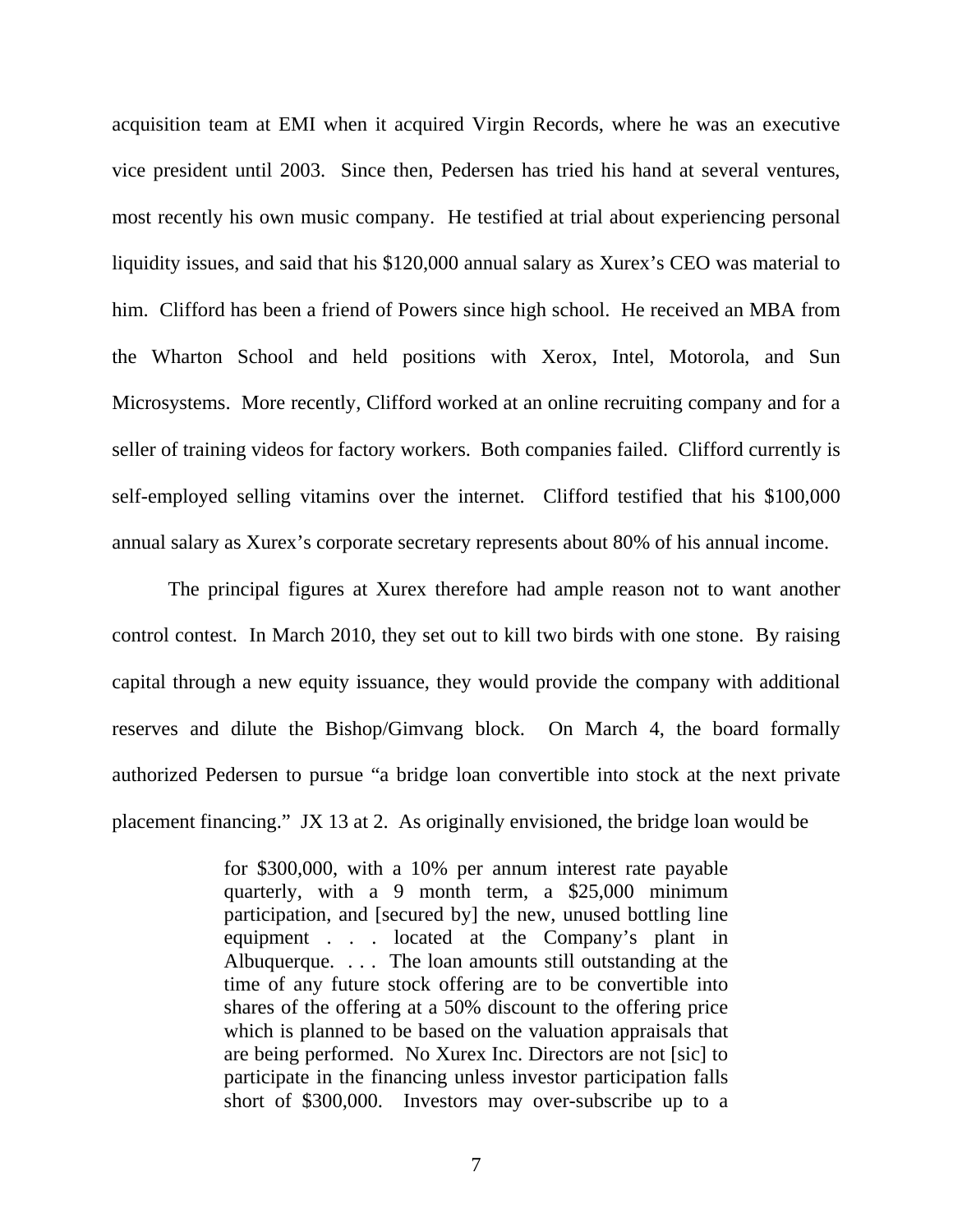acquisition team at EMI when it acquired Virgin Records, where he was an executive vice president until 2003. Since then, Pedersen has tried his hand at several ventures, most recently his own music company. He testified at trial about experiencing personal liquidity issues, and said that his $120,000 annual salary as Xurex's CEO was material to him. Clifford has been a friend of Powers since high school. He received an MBA from the Wharton School and held positions with Xerox, Intel, Motorola, and Sun Microsystems. More recently, Clifford worked at an online recruiting company and for a seller of training videos for factory workers. Both companies failed. Clifford currently is self-employed selling vitamins over the internet. Clifford testified that his $100,000 annual salary as Xurex's corporate secretary represents about 80% of his annual income.

The principal figures at Xurex therefore had ample reason not to want another control contest. In March 2010, they set out to kill two birds with one stone. By raising capital through a new equity issuance, they would provide the company with additional reserves and dilute the Bishop/Gimvang block. On March 4, the board formally authorized Pedersen to pursue "a bridge loan convertible into stock at the next private placement financing." JX 13 at 2. As originally envisioned, the bridge loan would be

> for $300,000, with a 10% per annum interest rate payable quarterly, with a 9 month term, a $25,000 minimum participation, and [secured by] the new, unused bottling line equipment . . . located at the Company's plant in Albuquerque. . . . The loan amounts still outstanding at the time of any future stock offering are to be convertible into shares of the offering at a 50% discount to the offering price which is planned to be based on the valuation appraisals that are being performed. No Xurex Inc. Directors are not [sic] to participate in the financing unless investor participation falls short of $300,000. Investors may over-subscribe up to a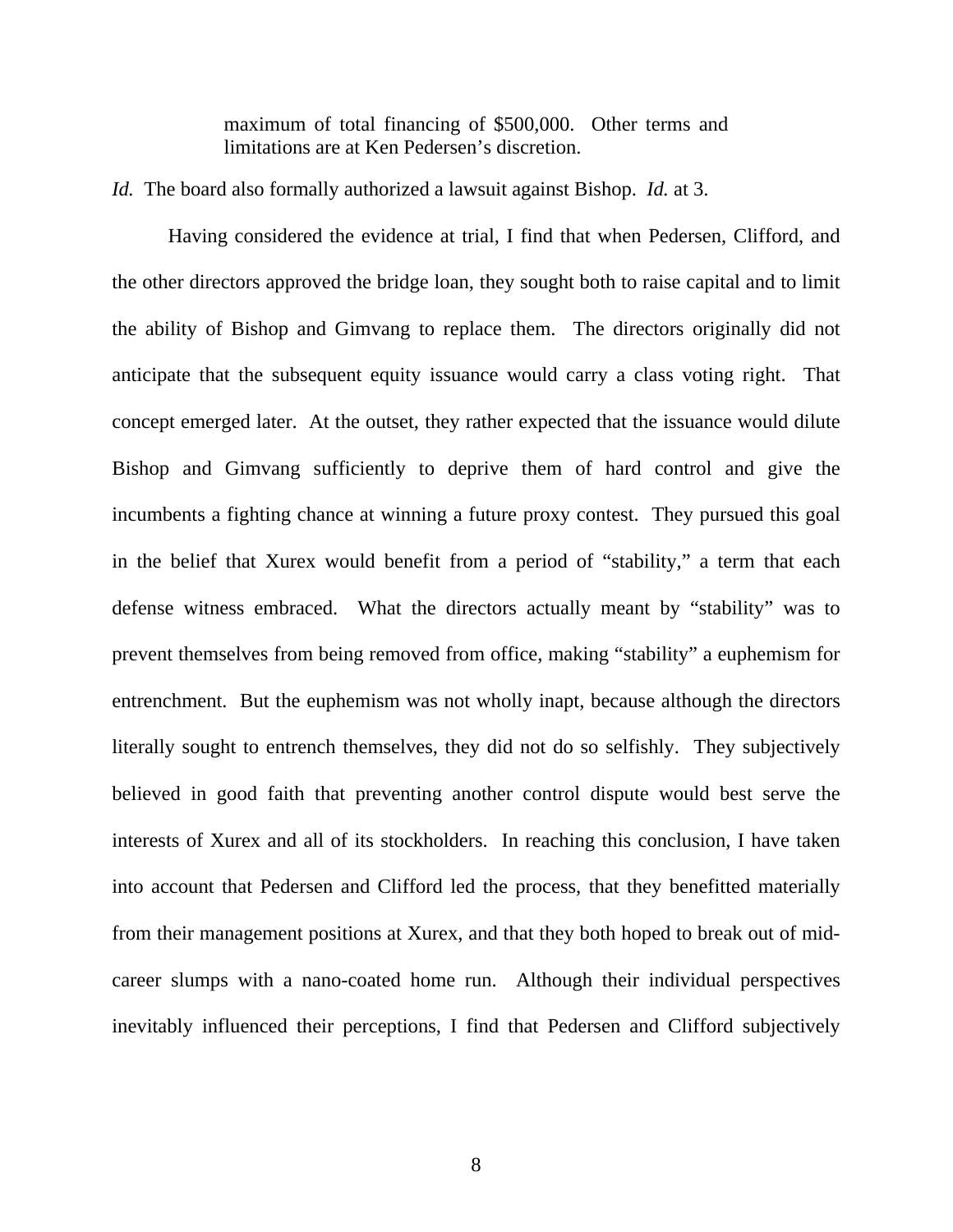> maximum of total financing of $500,000. Other terms and limitations are at Ken Pedersen's discretion.

*Id.* The board also formally authorized a lawsuit against Bishop. *Id.* at 3.

Having considered the evidence at trial, I find that when Pedersen, Clifford, and the other directors approved the bridge loan, they sought both to raise capital and to limit the ability of Bishop and Gimvang to replace them. The directors originally did not anticipate that the subsequent equity issuance would carry a class voting right. That concept emerged later. At the outset, they rather expected that the issuance would dilute Bishop and Gimvang sufficiently to deprive them of hard control and give the incumbents a fighting chance at winning a future proxy contest. They pursued this goal in the belief that Xurex would benefit from a period of "stability," a term that each defense witness embraced. What the directors actually meant by "stability" was to prevent themselves from being removed from office, making "stability" a euphemism for entrenchment. But the euphemism was not wholly inapt, because although the directors literally sought to entrench themselves, they did not do so selfishly. They subjectively believed in good faith that preventing another control dispute would best serve the interests of Xurex and all of its stockholders. In reaching this conclusion, I have taken into account that Pedersen and Clifford led the process, that they benefitted materially from their management positions at Xurex, and that they both hoped to break out of mid-career slumps with a nano-coated home run. Although their individual perspectives inevitably influenced their perceptions, I find that Pedersen and Clifford subjectively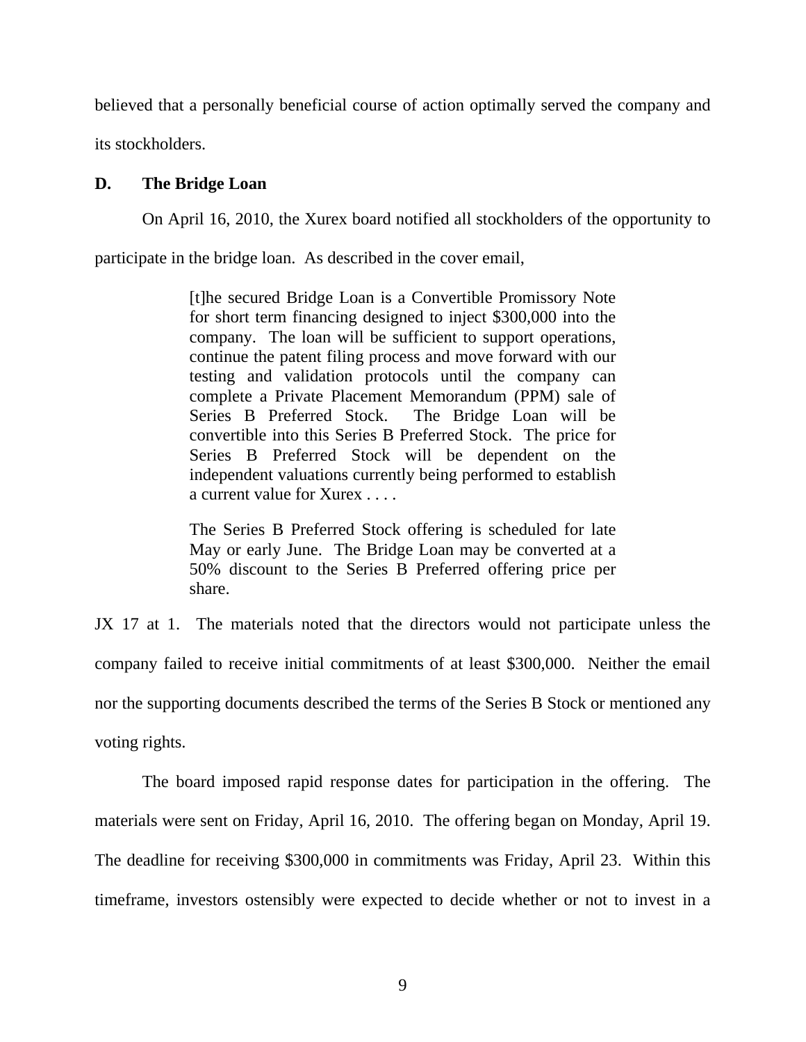believed that a personally beneficial course of action optimally served the company and its stockholders.

### D. The Bridge Loan

On April 16, 2010, the Xurex board notified all stockholders of the opportunity to participate in the bridge loan. As described in the cover email,

> [t]he secured Bridge Loan is a Convertible Promissory Note for short term financing designed to inject $300,000 into the company. The loan will be sufficient to support operations, continue the patent filing process and move forward with our testing and validation protocols until the company can complete a Private Placement Memorandum (PPM) sale of Series B Preferred Stock. The Bridge Loan will be convertible into this Series B Preferred Stock. The price for Series B Preferred Stock will be dependent on the independent valuations currently being performed to establish a current value for Xurex . . . .
>
> The Series B Preferred Stock offering is scheduled for late May or early June. The Bridge Loan may be converted at a 50% discount to the Series B Preferred offering price per share.

JX 17 at 1. The materials noted that the directors would not participate unless the company failed to receive initial commitments of at least $300,000. Neither the email nor the supporting documents described the terms of the Series B Stock or mentioned any voting rights.

The board imposed rapid response dates for participation in the offering. The materials were sent on Friday, April 16, 2010. The offering began on Monday, April 19. The deadline for receiving $300,000 in commitments was Friday, April 23. Within this timeframe, investors ostensibly were expected to decide whether or not to invest in a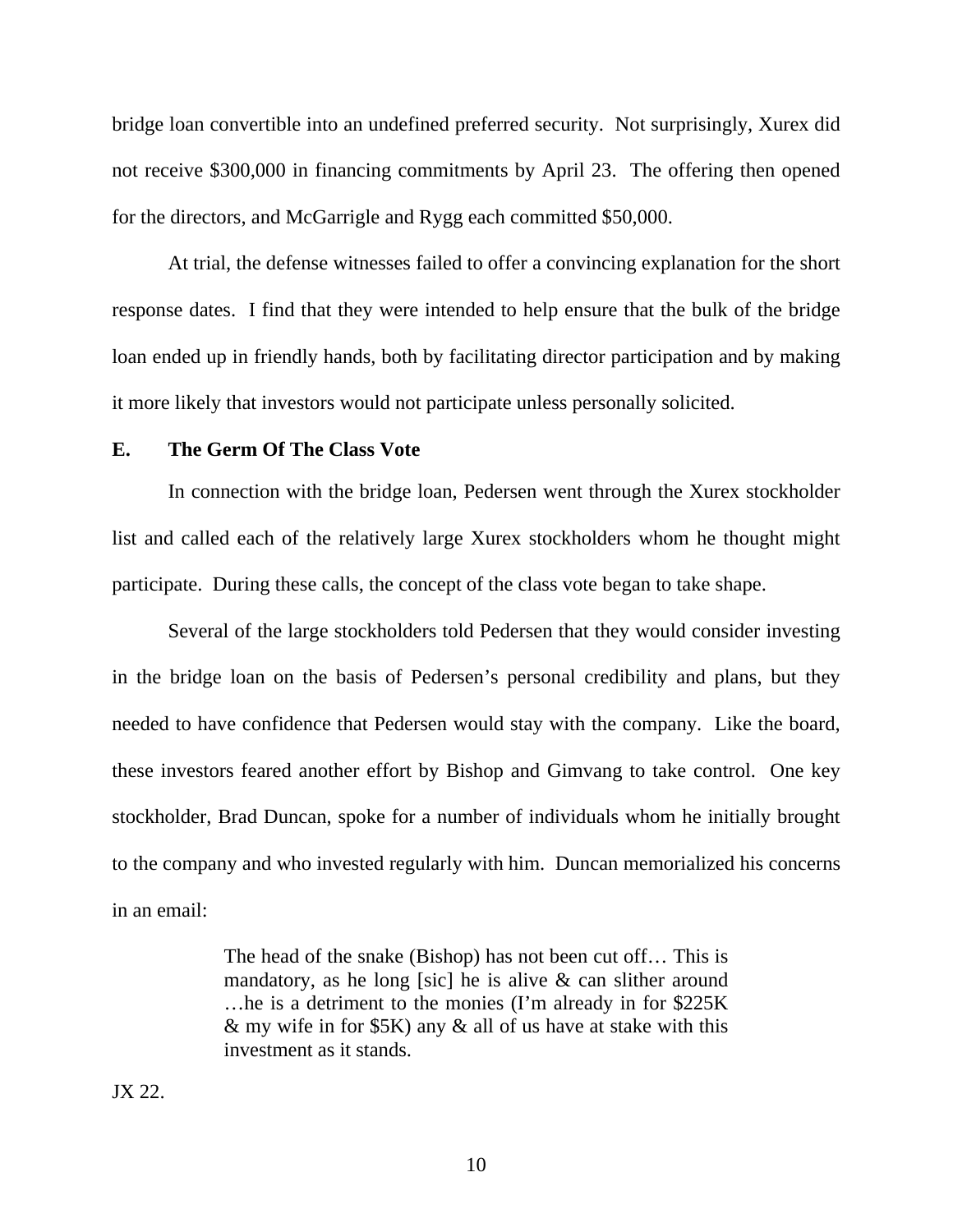bridge loan convertible into an undefined preferred security. Not surprisingly, Xurex did not receive $300,000 in financing commitments by April 23. The offering then opened for the directors, and McGarrigle and Rygg each committed $50,000.

At trial, the defense witnesses failed to offer a convincing explanation for the short response dates. I find that they were intended to help ensure that the bulk of the bridge loan ended up in friendly hands, both by facilitating director participation and by making it more likely that investors would not participate unless personally solicited.

### E. The Germ Of The Class Vote

In connection with the bridge loan, Pedersen went through the Xurex stockholder list and called each of the relatively large Xurex stockholders whom he thought might participate. During these calls, the concept of the class vote began to take shape.

Several of the large stockholders told Pedersen that they would consider investing in the bridge loan on the basis of Pedersen's personal credibility and plans, but they needed to have confidence that Pedersen would stay with the company. Like the board, these investors feared another effort by Bishop and Gimvang to take control. One key stockholder, Brad Duncan, spoke for a number of individuals whom he initially brought to the company and who invested regularly with him. Duncan memorialized his concerns in an email:

> The head of the snake (Bishop) has not been cut off… This is mandatory, as he long [sic] he is alive & can slither around …he is a detriment to the monies (I'm already in for $225K & my wife in for $5K) any & all of us have at stake with this investment as it stands.

JX 22.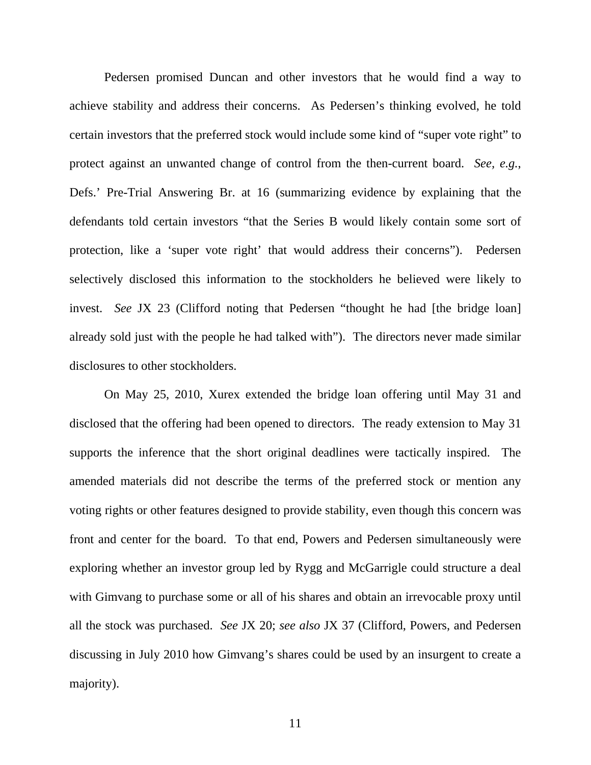Pedersen promised Duncan and other investors that he would find a way to achieve stability and address their concerns. As Pedersen's thinking evolved, he told certain investors that the preferred stock would include some kind of "super vote right" to protect against an unwanted change of control from the then-current board. *See, e.g.*, Defs.' Pre-Trial Answering Br. at 16 (summarizing evidence by explaining that the defendants told certain investors "that the Series B would likely contain some sort of protection, like a 'super vote right' that would address their concerns"). Pedersen selectively disclosed this information to the stockholders he believed were likely to invest. *See* JX 23 (Clifford noting that Pedersen "thought he had [the bridge loan] already sold just with the people he had talked with"). The directors never made similar disclosures to other stockholders.

On May 25, 2010, Xurex extended the bridge loan offering until May 31 and disclosed that the offering had been opened to directors. The ready extension to May 31 supports the inference that the short original deadlines were tactically inspired. The amended materials did not describe the terms of the preferred stock or mention any voting rights or other features designed to provide stability, even though this concern was front and center for the board. To that end, Powers and Pedersen simultaneously were exploring whether an investor group led by Rygg and McGarrigle could structure a deal with Gimvang to purchase some or all of his shares and obtain an irrevocable proxy until all the stock was purchased. *See* JX 20; *see also* JX 37 (Clifford, Powers, and Pedersen discussing in July 2010 how Gimvang's shares could be used by an insurgent to create a majority).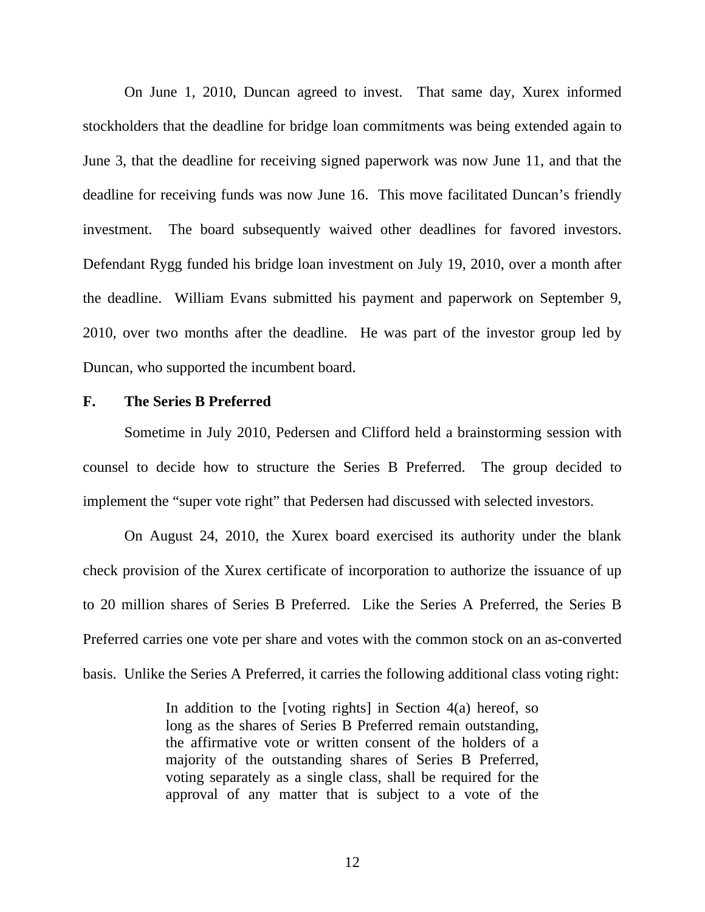On June 1, 2010, Duncan agreed to invest. That same day, Xurex informed stockholders that the deadline for bridge loan commitments was being extended again to June 3, that the deadline for receiving signed paperwork was now June 11, and that the deadline for receiving funds was now June 16. This move facilitated Duncan's friendly investment. The board subsequently waived other deadlines for favored investors. Defendant Rygg funded his bridge loan investment on July 19, 2010, over a month after the deadline. William Evans submitted his payment and paperwork on September 9, 2010, over two months after the deadline. He was part of the investor group led by Duncan, who supported the incumbent board.

### F. The Series B Preferred

Sometime in July 2010, Pedersen and Clifford held a brainstorming session with counsel to decide how to structure the Series B Preferred. The group decided to implement the "super vote right" that Pedersen had discussed with selected investors.

On August 24, 2010, the Xurex board exercised its authority under the blank check provision of the Xurex certificate of incorporation to authorize the issuance of up to 20 million shares of Series B Preferred. Like the Series A Preferred, the Series B Preferred carries one vote per share and votes with the common stock on an as-converted basis. Unlike the Series A Preferred, it carries the following additional class voting right:

> In addition to the [voting rights] in Section 4(a) hereof, so long as the shares of Series B Preferred remain outstanding, the affirmative vote or written consent of the holders of a majority of the outstanding shares of Series B Preferred, voting separately as a single class, shall be required for the approval of any matter that is subject to a vote of the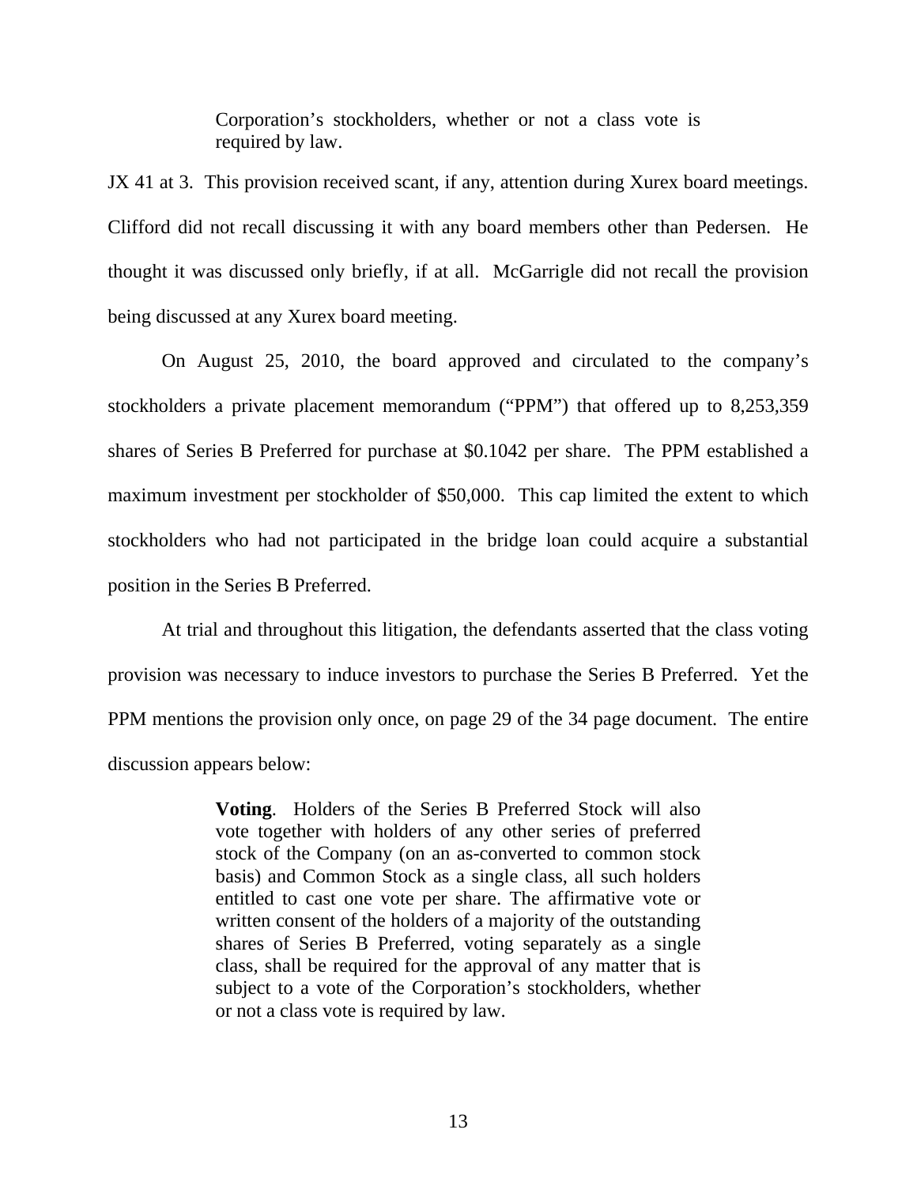> Corporation's stockholders, whether or not a class vote is required by law.

JX 41 at 3. This provision received scant, if any, attention during Xurex board meetings. Clifford did not recall discussing it with any board members other than Pedersen. He thought it was discussed only briefly, if at all. McGarrigle did not recall the provision being discussed at any Xurex board meeting.

On August 25, 2010, the board approved and circulated to the company's stockholders a private placement memorandum ("PPM") that offered up to 8,253,359 shares of Series B Preferred for purchase at $0.1042 per share. The PPM established a maximum investment per stockholder of $50,000. This cap limited the extent to which stockholders who had not participated in the bridge loan could acquire a substantial position in the Series B Preferred.

At trial and throughout this litigation, the defendants asserted that the class voting provision was necessary to induce investors to purchase the Series B Preferred. Yet the PPM mentions the provision only once, on page 29 of the 34 page document. The entire discussion appears below:

> **Voting**. Holders of the Series B Preferred Stock will also vote together with holders of any other series of preferred stock of the Company (on an as-converted to common stock basis) and Common Stock as a single class, all such holders entitled to cast one vote per share. The affirmative vote or written consent of the holders of a majority of the outstanding shares of Series B Preferred, voting separately as a single class, shall be required for the approval of any matter that is subject to a vote of the Corporation's stockholders, whether or not a class vote is required by law.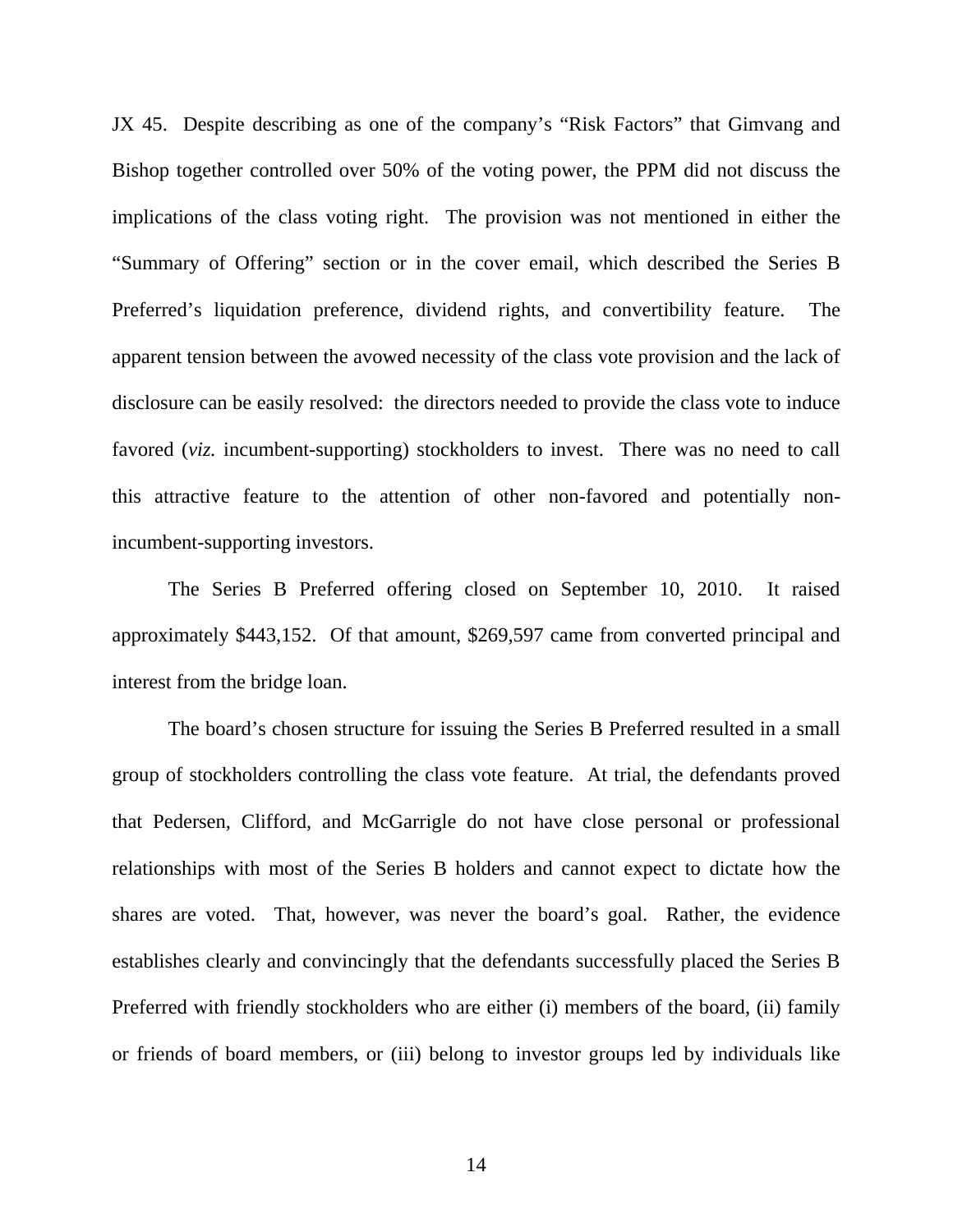JX 45. Despite describing as one of the company's "Risk Factors" that Gimvang and Bishop together controlled over 50% of the voting power, the PPM did not discuss the implications of the class voting right. The provision was not mentioned in either the "Summary of Offering" section or in the cover email, which described the Series B Preferred's liquidation preference, dividend rights, and convertibility feature. The apparent tension between the avowed necessity of the class vote provision and the lack of disclosure can be easily resolved: the directors needed to provide the class vote to induce favored (*viz.* incumbent-supporting) stockholders to invest. There was no need to call this attractive feature to the attention of other non-favored and potentially non-incumbent-supporting investors.

The Series B Preferred offering closed on September 10, 2010. It raised approximately $443,152. Of that amount, $269,597 came from converted principal and interest from the bridge loan.

The board's chosen structure for issuing the Series B Preferred resulted in a small group of stockholders controlling the class vote feature. At trial, the defendants proved that Pedersen, Clifford, and McGarrigle do not have close personal or professional relationships with most of the Series B holders and cannot expect to dictate how the shares are voted. That, however, was never the board's goal. Rather, the evidence establishes clearly and convincingly that the defendants successfully placed the Series B Preferred with friendly stockholders who are either (i) members of the board, (ii) family or friends of board members, or (iii) belong to investor groups led by individuals like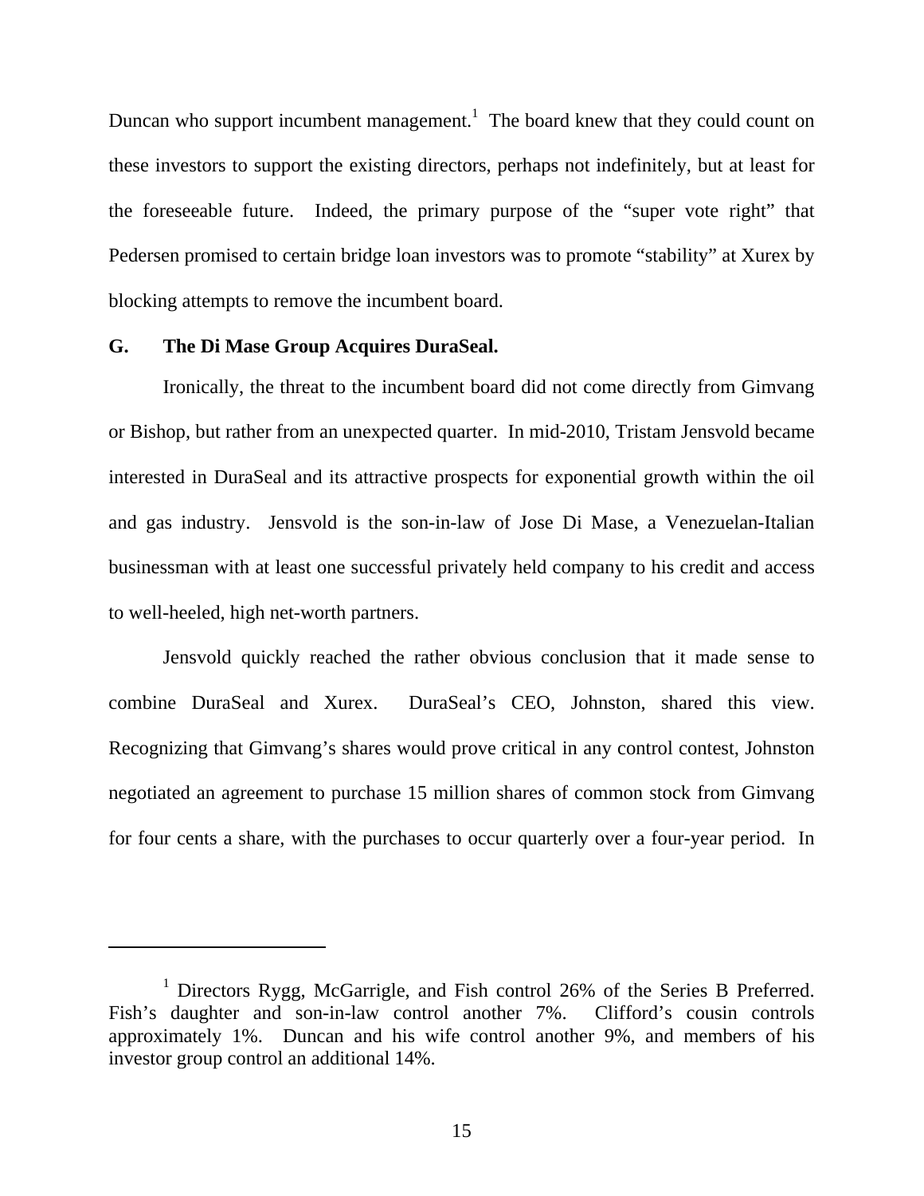Duncan who support incumbent management.[1] The board knew that they could count on these investors to support the existing directors, perhaps not indefinitely, but at least for the foreseeable future. Indeed, the primary purpose of the "super vote right" that Pedersen promised to certain bridge loan investors was to promote "stability" at Xurex by blocking attempts to remove the incumbent board.

**G. The Di Mase Group Acquires DuraSeal.**

Ironically, the threat to the incumbent board did not come directly from Gimvang or Bishop, but rather from an unexpected quarter. In mid-2010, Tristam Jensvold became interested in DuraSeal and its attractive prospects for exponential growth within the oil and gas industry. Jensvold is the son-in-law of Jose Di Mase, a Venezuelan-Italian businessman with at least one successful privately held company to his credit and access to well-heeled, high net-worth partners.

Jensvold quickly reached the rather obvious conclusion that it made sense to combine DuraSeal and Xurex. DuraSeal's CEO, Johnston, shared this view. Recognizing that Gimvang's shares would prove critical in any control contest, Johnston negotiated an agreement to purchase 15 million shares of common stock from Gimvang for four cents a share, with the purchases to occur quarterly over a four-year period. In

---

[1] Directors Rygg, McGarrigle, and Fish control 26% of the Series B Preferred. Fish's daughter and son-in-law control another 7%. Clifford's cousin controls approximately 1%. Duncan and his wife control another 9%, and members of his investor group control an additional 14%.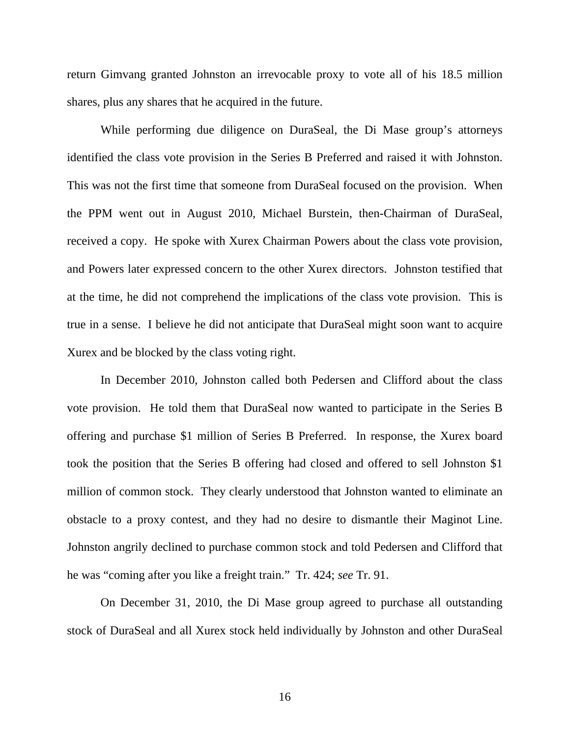return Gimvang granted Johnston an irrevocable proxy to vote all of his 18.5 million shares, plus any shares that he acquired in the future.

While performing due diligence on DuraSeal, the Di Mase group's attorneys identified the class vote provision in the Series B Preferred and raised it with Johnston. This was not the first time that someone from DuraSeal focused on the provision. When the PPM went out in August 2010, Michael Burstein, then-Chairman of DuraSeal, received a copy. He spoke with Xurex Chairman Powers about the class vote provision, and Powers later expressed concern to the other Xurex directors. Johnston testified that at the time, he did not comprehend the implications of the class vote provision. This is true in a sense. I believe he did not anticipate that DuraSeal might soon want to acquire Xurex and be blocked by the class voting right.

In December 2010, Johnston called both Pedersen and Clifford about the class vote provision. He told them that DuraSeal now wanted to participate in the Series B offering and purchase $1 million of Series B Preferred. In response, the Xurex board took the position that the Series B offering had closed and offered to sell Johnston $1 million of common stock. They clearly understood that Johnston wanted to eliminate an obstacle to a proxy contest, and they had no desire to dismantle their Maginot Line. Johnston angrily declined to purchase common stock and told Pedersen and Clifford that he was "coming after you like a freight train." Tr. 424; *see* Tr. 91.

On December 31, 2010, the Di Mase group agreed to purchase all outstanding stock of DuraSeal and all Xurex stock held individually by Johnston and other DuraSeal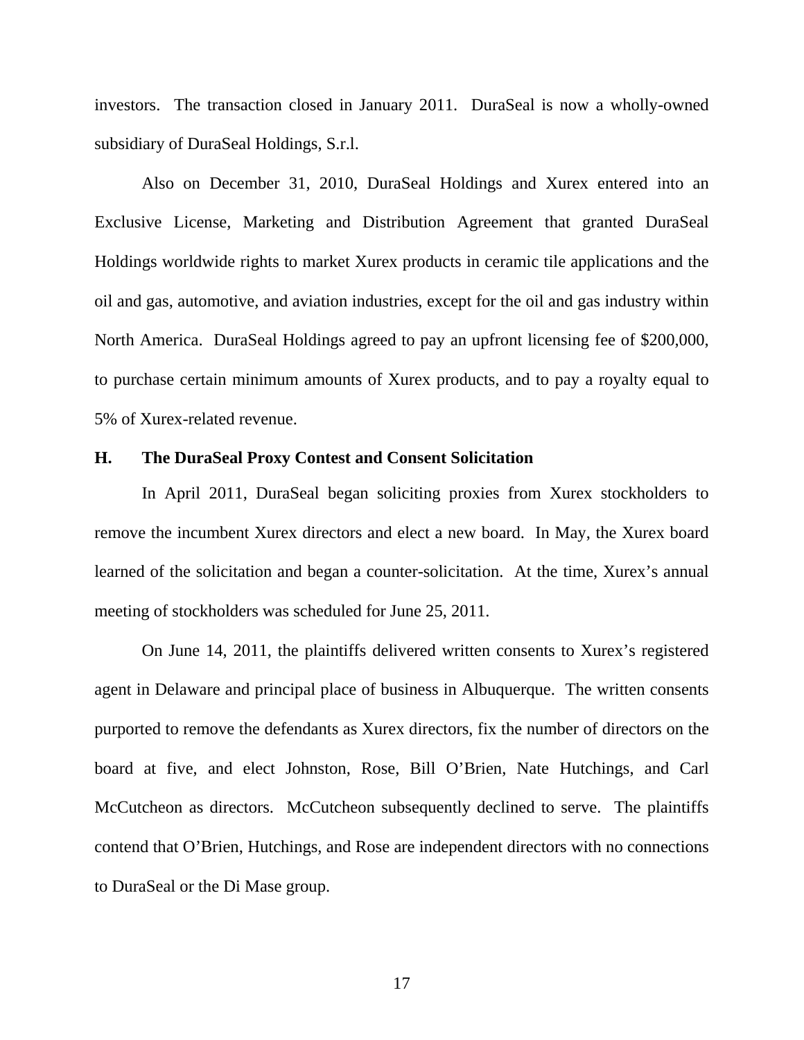investors. The transaction closed in January 2011. DuraSeal is now a wholly-owned subsidiary of DuraSeal Holdings, S.r.l.

Also on December 31, 2010, DuraSeal Holdings and Xurex entered into an Exclusive License, Marketing and Distribution Agreement that granted DuraSeal Holdings worldwide rights to market Xurex products in ceramic tile applications and the oil and gas, automotive, and aviation industries, except for the oil and gas industry within North America. DuraSeal Holdings agreed to pay an upfront licensing fee of $200,000, to purchase certain minimum amounts of Xurex products, and to pay a royalty equal to 5% of Xurex-related revenue.

**H. The DuraSeal Proxy Contest and Consent Solicitation**

In April 2011, DuraSeal began soliciting proxies from Xurex stockholders to remove the incumbent Xurex directors and elect a new board. In May, the Xurex board learned of the solicitation and began a counter-solicitation. At the time, Xurex's annual meeting of stockholders was scheduled for June 25, 2011.

On June 14, 2011, the plaintiffs delivered written consents to Xurex's registered agent in Delaware and principal place of business in Albuquerque. The written consents purported to remove the defendants as Xurex directors, fix the number of directors on the board at five, and elect Johnston, Rose, Bill O'Brien, Nate Hutchings, and Carl McCutcheon as directors. McCutcheon subsequently declined to serve. The plaintiffs contend that O'Brien, Hutchings, and Rose are independent directors with no connections to DuraSeal or the Di Mase group.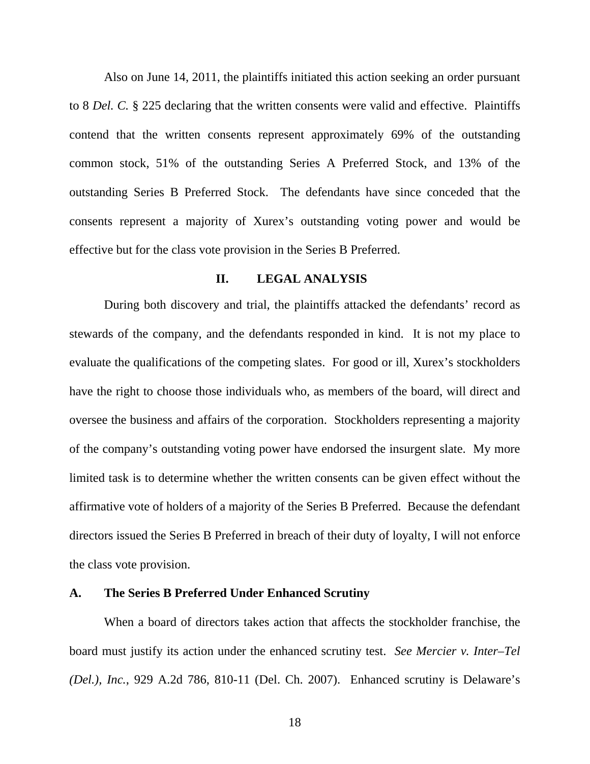Also on June 14, 2011, the plaintiffs initiated this action seeking an order pursuant to 8 *Del. C.* § 225 declaring that the written consents were valid and effective. Plaintiffs contend that the written consents represent approximately 69% of the outstanding common stock, 51% of the outstanding Series A Preferred Stock, and 13% of the outstanding Series B Preferred Stock. The defendants have since conceded that the consents represent a majority of Xurex's outstanding voting power and would be effective but for the class vote provision in the Series B Preferred.

## II. LEGAL ANALYSIS

During both discovery and trial, the plaintiffs attacked the defendants' record as stewards of the company, and the defendants responded in kind. It is not my place to evaluate the qualifications of the competing slates. For good or ill, Xurex's stockholders have the right to choose those individuals who, as members of the board, will direct and oversee the business and affairs of the corporation. Stockholders representing a majority of the company's outstanding voting power have endorsed the insurgent slate. My more limited task is to determine whether the written consents can be given effect without the affirmative vote of holders of a majority of the Series B Preferred. Because the defendant directors issued the Series B Preferred in breach of their duty of loyalty, I will not enforce the class vote provision.

### A. The Series B Preferred Under Enhanced Scrutiny

When a board of directors takes action that affects the stockholder franchise, the board must justify its action under the enhanced scrutiny test. *See Mercier v. Inter–Tel (Del.), Inc.*, 929 A.2d 786, 810-11 (Del. Ch. 2007). Enhanced scrutiny is Delaware's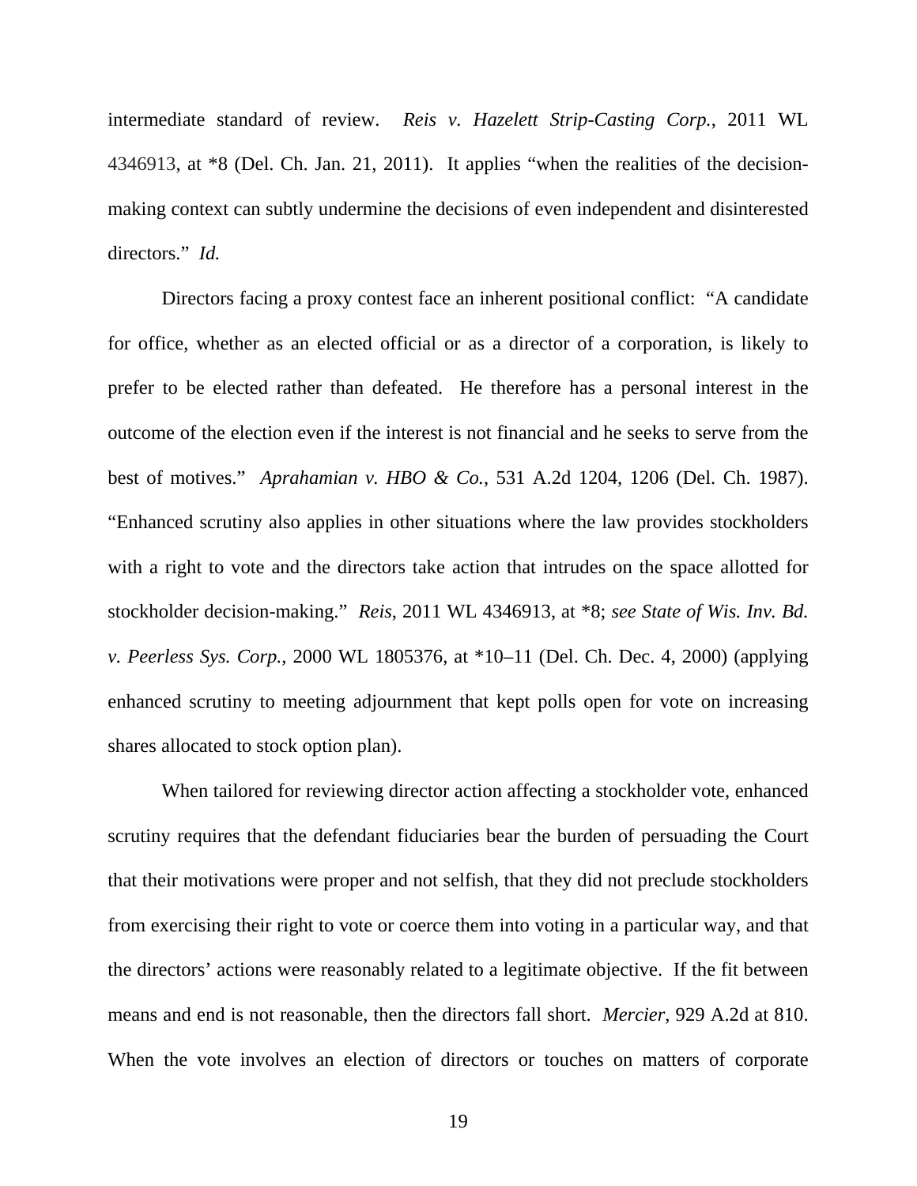intermediate standard of review. *Reis v. Hazelett Strip-Casting Corp.*, 2011 WL 4346913, at *8 (Del. Ch. Jan. 21, 2011). It applies "when the realities of the decision-making context can subtly undermine the decisions of even independent and disinterested directors." *Id.*

Directors facing a proxy contest face an inherent positional conflict: "A candidate for office, whether as an elected official or as a director of a corporation, is likely to prefer to be elected rather than defeated. He therefore has a personal interest in the outcome of the election even if the interest is not financial and he seeks to serve from the best of motives." *Aprahamian v. HBO & Co.*, 531 A.2d 1204, 1206 (Del. Ch. 1987). "Enhanced scrutiny also applies in other situations where the law provides stockholders with a right to vote and the directors take action that intrudes on the space allotted for stockholder decision-making." *Reis*, 2011 WL 4346913, at *8; *see State of Wis. Inv. Bd. v. Peerless Sys. Corp.*, 2000 WL 1805376, at *10–11 (Del. Ch. Dec. 4, 2000) (applying enhanced scrutiny to meeting adjournment that kept polls open for vote on increasing shares allocated to stock option plan).

When tailored for reviewing director action affecting a stockholder vote, enhanced scrutiny requires that the defendant fiduciaries bear the burden of persuading the Court that their motivations were proper and not selfish, that they did not preclude stockholders from exercising their right to vote or coerce them into voting in a particular way, and that the directors' actions were reasonably related to a legitimate objective. If the fit between means and end is not reasonable, then the directors fall short. *Mercier*, 929 A.2d at 810. When the vote involves an election of directors or touches on matters of corporate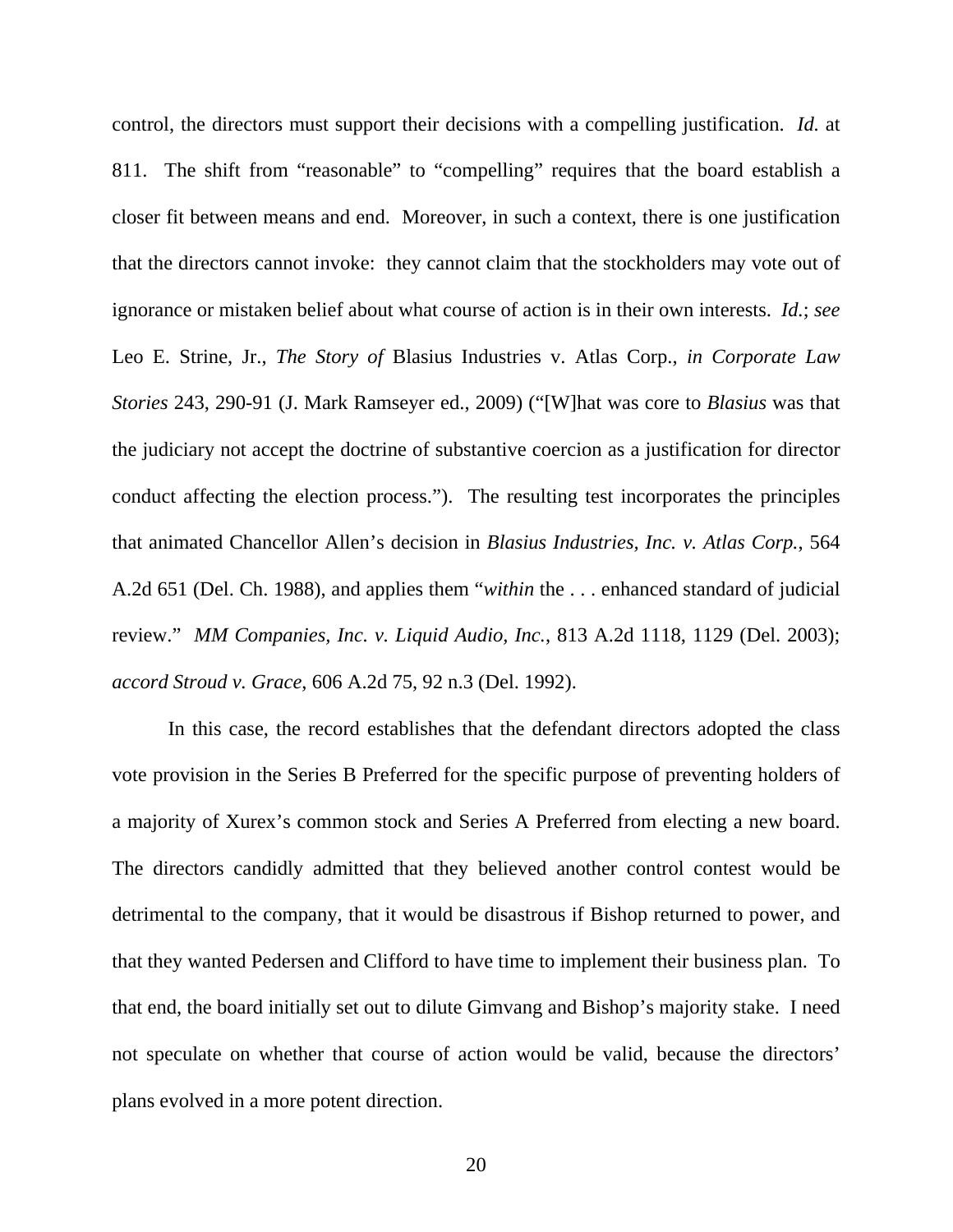control, the directors must support their decisions with a compelling justification. *Id.* at 811. The shift from "reasonable" to "compelling" requires that the board establish a closer fit between means and end. Moreover, in such a context, there is one justification that the directors cannot invoke: they cannot claim that the stockholders may vote out of ignorance or mistaken belief about what course of action is in their own interests. *Id.*; *see* Leo E. Strine, Jr., *The Story of* Blasius Industries v. Atlas Corp., *in Corporate Law Stories* 243, 290-91 (J. Mark Ramseyer ed., 2009) ("[W]hat was core to *Blasius* was that the judiciary not accept the doctrine of substantive coercion as a justification for director conduct affecting the election process."). The resulting test incorporates the principles that animated Chancellor Allen's decision in *Blasius Industries, Inc. v. Atlas Corp.*, 564 A.2d 651 (Del. Ch. 1988), and applies them "*within* the . . . enhanced standard of judicial review." *MM Companies, Inc. v. Liquid Audio, Inc.*, 813 A.2d 1118, 1129 (Del. 2003); *accord Stroud v. Grace*, 606 A.2d 75, 92 n.3 (Del. 1992).

In this case, the record establishes that the defendant directors adopted the class vote provision in the Series B Preferred for the specific purpose of preventing holders of a majority of Xurex's common stock and Series A Preferred from electing a new board. The directors candidly admitted that they believed another control contest would be detrimental to the company, that it would be disastrous if Bishop returned to power, and that they wanted Pedersen and Clifford to have time to implement their business plan. To that end, the board initially set out to dilute Gimvang and Bishop's majority stake. I need not speculate on whether that course of action would be valid, because the directors' plans evolved in a more potent direction.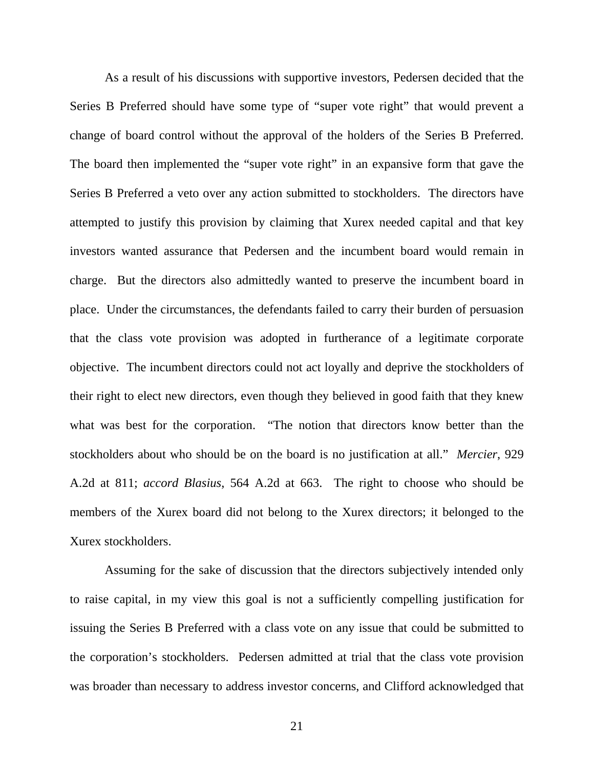As a result of his discussions with supportive investors, Pedersen decided that the Series B Preferred should have some type of "super vote right" that would prevent a change of board control without the approval of the holders of the Series B Preferred. The board then implemented the "super vote right" in an expansive form that gave the Series B Preferred a veto over any action submitted to stockholders. The directors have attempted to justify this provision by claiming that Xurex needed capital and that key investors wanted assurance that Pedersen and the incumbent board would remain in charge. But the directors also admittedly wanted to preserve the incumbent board in place. Under the circumstances, the defendants failed to carry their burden of persuasion that the class vote provision was adopted in furtherance of a legitimate corporate objective. The incumbent directors could not act loyally and deprive the stockholders of their right to elect new directors, even though they believed in good faith that they knew what was best for the corporation. "The notion that directors know better than the stockholders about who should be on the board is no justification at all." *Mercier*, 929 A.2d at 811; *accord Blasius*, 564 A.2d at 663. The right to choose who should be members of the Xurex board did not belong to the Xurex directors; it belonged to the Xurex stockholders.

Assuming for the sake of discussion that the directors subjectively intended only to raise capital, in my view this goal is not a sufficiently compelling justification for issuing the Series B Preferred with a class vote on any issue that could be submitted to the corporation's stockholders. Pedersen admitted at trial that the class vote provision was broader than necessary to address investor concerns, and Clifford acknowledged that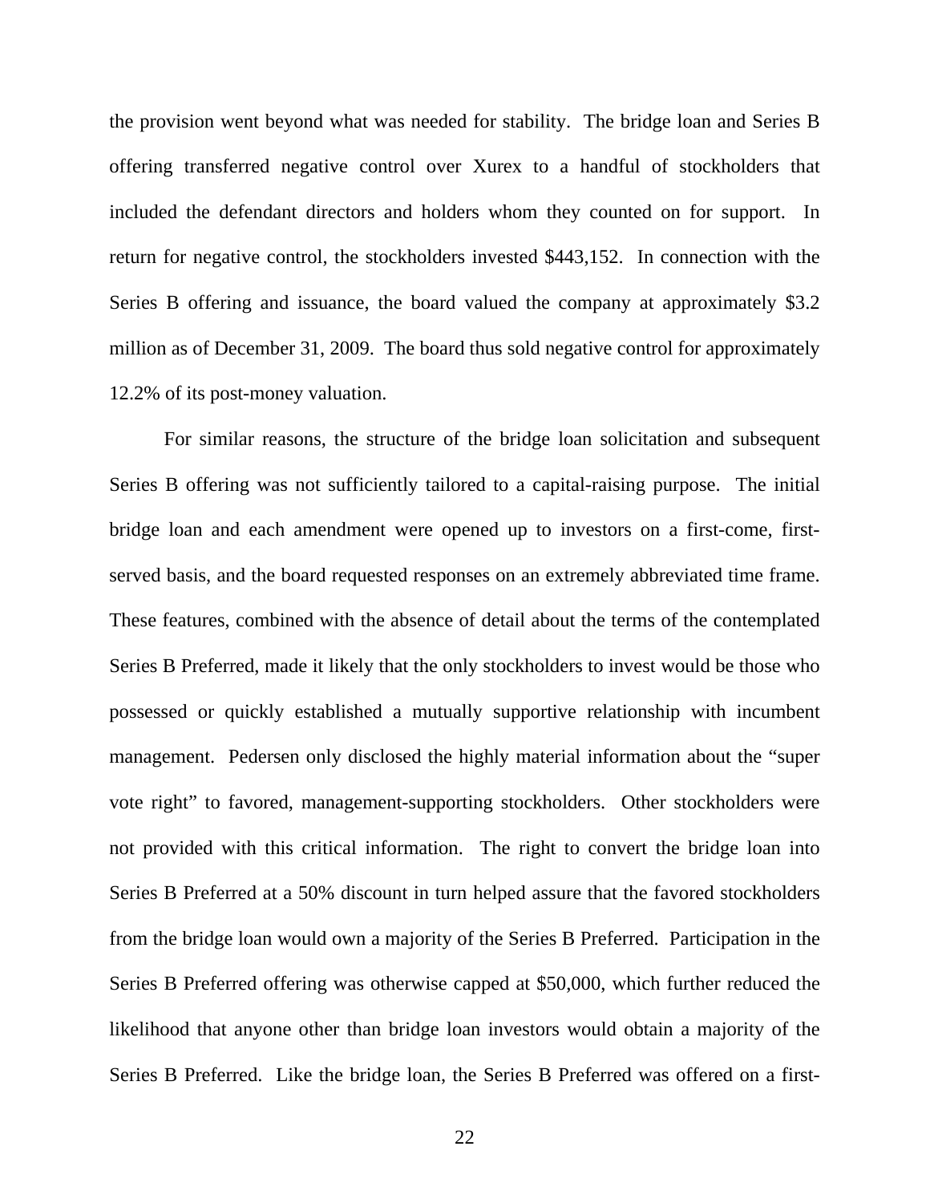the provision went beyond what was needed for stability. The bridge loan and Series B offering transferred negative control over Xurex to a handful of stockholders that included the defendant directors and holders whom they counted on for support. In return for negative control, the stockholders invested $443,152. In connection with the Series B offering and issuance, the board valued the company at approximately $3.2 million as of December 31, 2009. The board thus sold negative control for approximately 12.2% of its post-money valuation.

For similar reasons, the structure of the bridge loan solicitation and subsequent Series B offering was not sufficiently tailored to a capital-raising purpose. The initial bridge loan and each amendment were opened up to investors on a first-come, first-served basis, and the board requested responses on an extremely abbreviated time frame. These features, combined with the absence of detail about the terms of the contemplated Series B Preferred, made it likely that the only stockholders to invest would be those who possessed or quickly established a mutually supportive relationship with incumbent management. Pedersen only disclosed the highly material information about the "super vote right" to favored, management-supporting stockholders. Other stockholders were not provided with this critical information. The right to convert the bridge loan into Series B Preferred at a 50% discount in turn helped assure that the favored stockholders from the bridge loan would own a majority of the Series B Preferred. Participation in the Series B Preferred offering was otherwise capped at $50,000, which further reduced the likelihood that anyone other than bridge loan investors would obtain a majority of the Series B Preferred. Like the bridge loan, the Series B Preferred was offered on a first-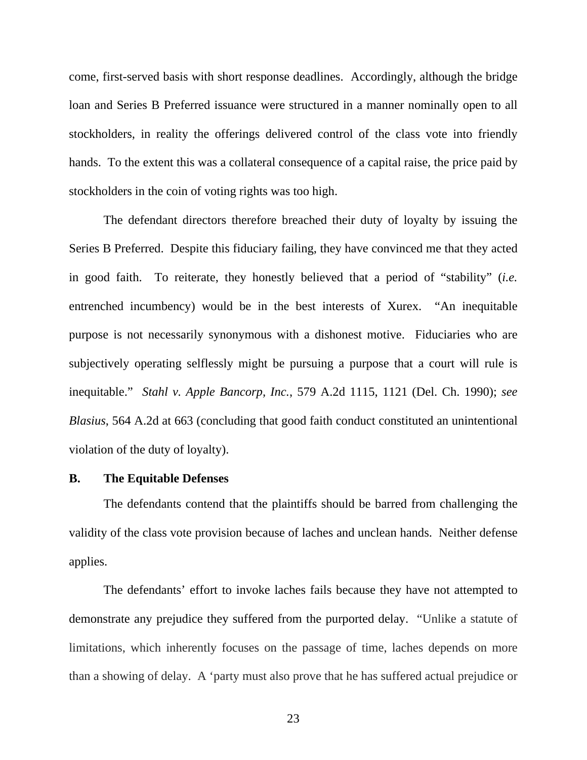come, first-served basis with short response deadlines. Accordingly, although the bridge loan and Series B Preferred issuance were structured in a manner nominally open to all stockholders, in reality the offerings delivered control of the class vote into friendly hands. To the extent this was a collateral consequence of a capital raise, the price paid by stockholders in the coin of voting rights was too high.

The defendant directors therefore breached their duty of loyalty by issuing the Series B Preferred. Despite this fiduciary failing, they have convinced me that they acted in good faith. To reiterate, they honestly believed that a period of "stability" (*i.e.* entrenched incumbency) would be in the best interests of Xurex. "An inequitable purpose is not necessarily synonymous with a dishonest motive. Fiduciaries who are subjectively operating selflessly might be pursuing a purpose that a court will rule is inequitable." *Stahl v. Apple Bancorp, Inc.*, 579 A.2d 1115, 1121 (Del. Ch. 1990); *see Blasius*, 564 A.2d at 663 (concluding that good faith conduct constituted an unintentional violation of the duty of loyalty).

**B. The Equitable Defenses**

The defendants contend that the plaintiffs should be barred from challenging the validity of the class vote provision because of laches and unclean hands. Neither defense applies.

The defendants' effort to invoke laches fails because they have not attempted to demonstrate any prejudice they suffered from the purported delay. "Unlike a statute of limitations, which inherently focuses on the passage of time, laches depends on more than a showing of delay. A 'party must also prove that he has suffered actual prejudice or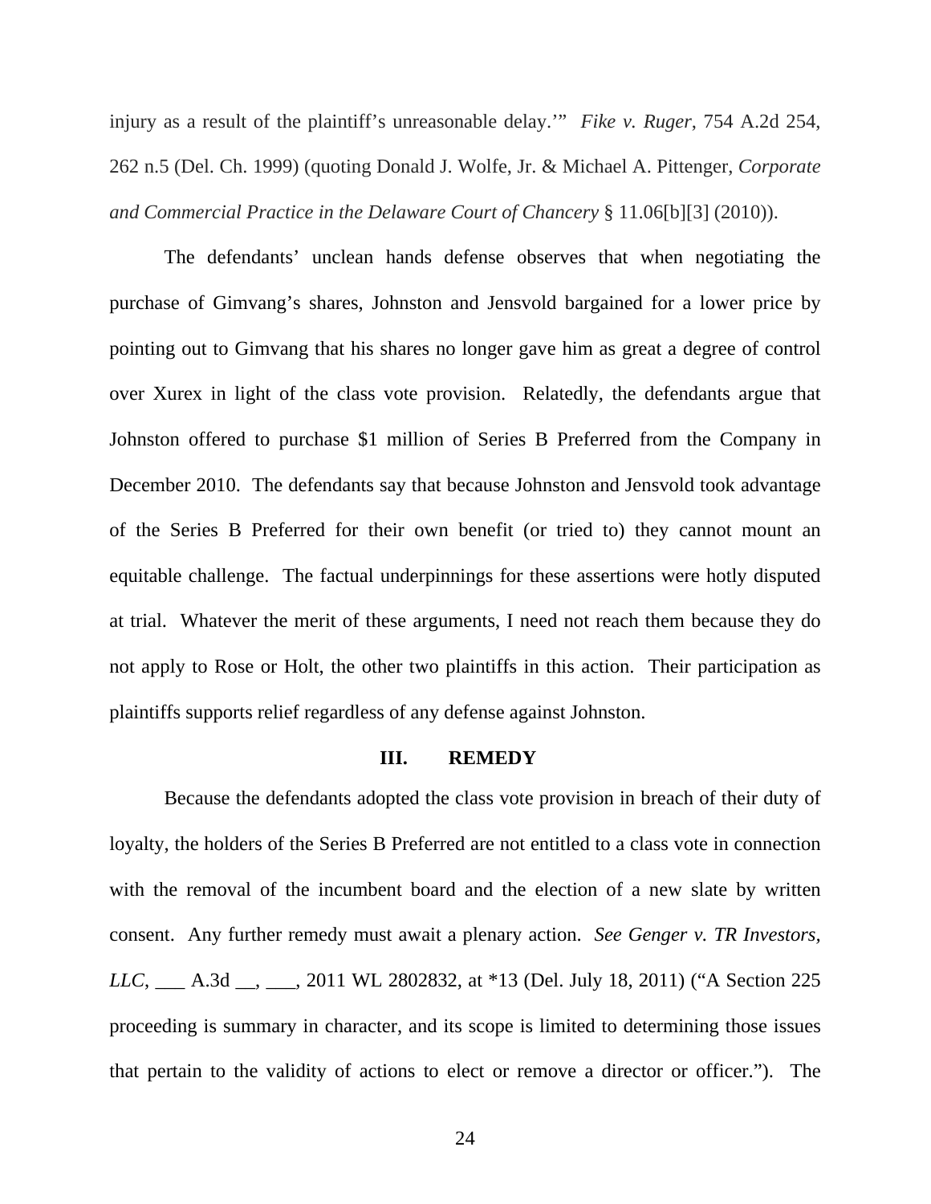injury as a result of the plaintiff's unreasonable delay.'" *Fike v. Ruger*, 754 A.2d 254, 262 n.5 (Del. Ch. 1999) (quoting Donald J. Wolfe, Jr. & Michael A. Pittenger, *Corporate and Commercial Practice in the Delaware Court of Chancery* § 11.06[b][3] (2010)).

The defendants' unclean hands defense observes that when negotiating the purchase of Gimvang's shares, Johnston and Jensvold bargained for a lower price by pointing out to Gimvang that his shares no longer gave him as great a degree of control over Xurex in light of the class vote provision. Relatedly, the defendants argue that Johnston offered to purchase $1 million of Series B Preferred from the Company in December 2010. The defendants say that because Johnston and Jensvold took advantage of the Series B Preferred for their own benefit (or tried to) they cannot mount an equitable challenge. The factual underpinnings for these assertions were hotly disputed at trial. Whatever the merit of these arguments, I need not reach them because they do not apply to Rose or Holt, the other two plaintiffs in this action. Their participation as plaintiffs supports relief regardless of any defense against Johnston.

## III. REMEDY

Because the defendants adopted the class vote provision in breach of their duty of loyalty, the holders of the Series B Preferred are not entitled to a class vote in connection with the removal of the incumbent board and the election of a new slate by written consent. Any further remedy must await a plenary action. *See Genger v. TR Investors, LLC*, ___ A.3d __, ___, 2011 WL 2802832, at *13 (Del. July 18, 2011) ("A Section 225 proceeding is summary in character, and its scope is limited to determining those issues that pertain to the validity of actions to elect or remove a director or officer."). The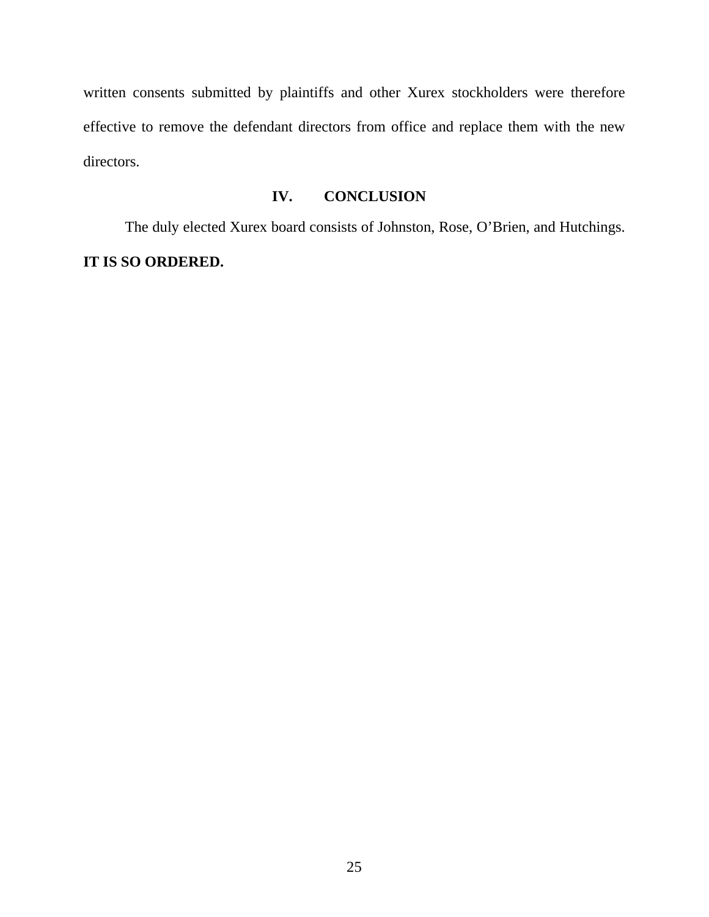written consents submitted by plaintiffs and other Xurex stockholders were therefore effective to remove the defendant directors from office and replace them with the new directors.

## IV. CONCLUSION

The duly elected Xurex board consists of Johnston, Rose, O'Brien, and Hutchings.

**IT IS SO ORDERED.**